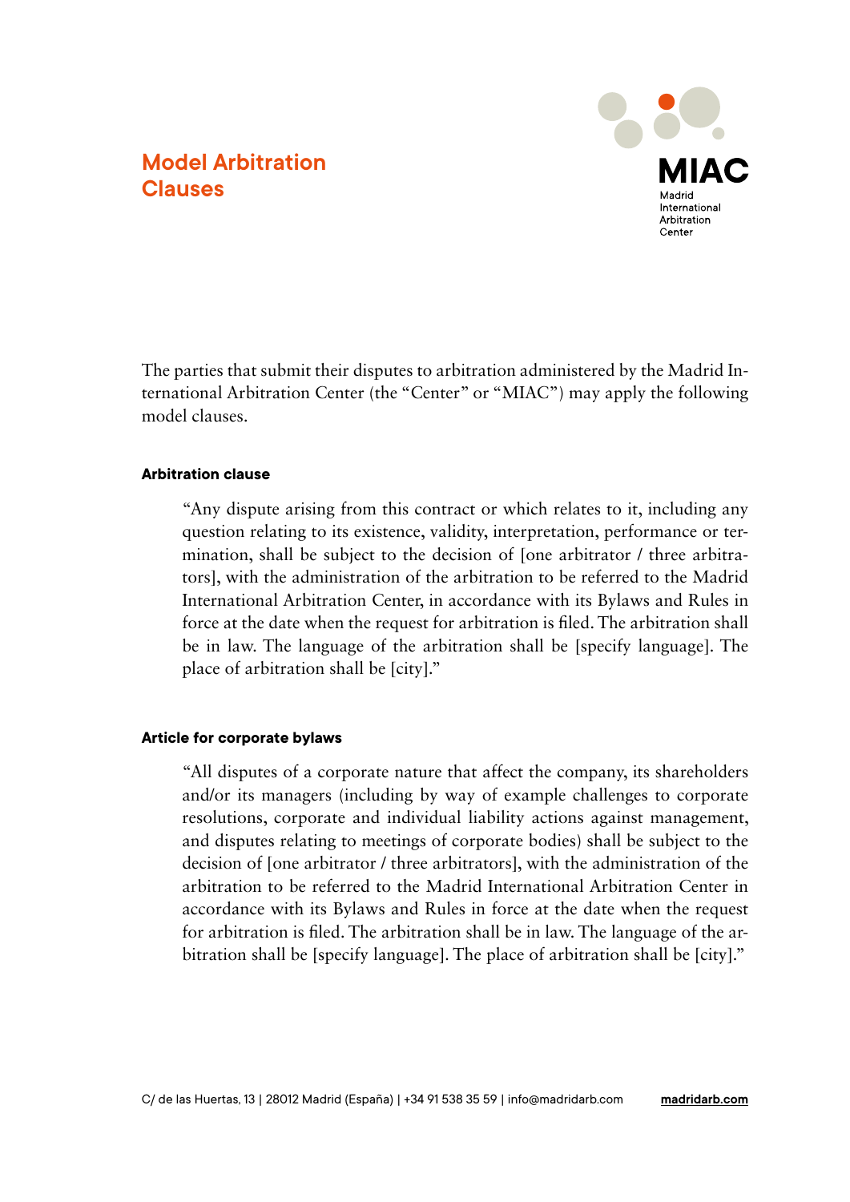# Model Arbitration Clauses

MIAC
Madrid International Arbitration Center

The parties that submit their disputes to arbitration administered by the Madrid International Arbitration Center (the "Center" or "MIAC") may apply the following model clauses.

### Arbitration clause

> "Any dispute arising from this contract or which relates to it, including any question relating to its existence, validity, interpretation, performance or termination, shall be subject to the decision of [one arbitrator / three arbitrators], with the administration of the arbitration to be referred to the Madrid International Arbitration Center, in accordance with its Bylaws and Rules in force at the date when the request for arbitration is filed. The arbitration shall be in law. The language of the arbitration shall be [specify language]. The place of arbitration shall be [city]."

### Article for corporate bylaws

> "All disputes of a corporate nature that affect the company, its shareholders and/or its managers (including by way of example challenges to corporate resolutions, corporate and individual liability actions against management, and disputes relating to meetings of corporate bodies) shall be subject to the decision of [one arbitrator / three arbitrators], with the administration of the arbitration to be referred to the Madrid International Arbitration Center in accordance with its Bylaws and Rules in force at the date when the request for arbitration is filed. The arbitration shall be in law. The language of the arbitration shall be [specify language]. The place of arbitration shall be [city]."

C/ de las Huertas, 13 | 28012 Madrid (España) | +34 91 538 35 59 | info@madridarb.com madridarb.com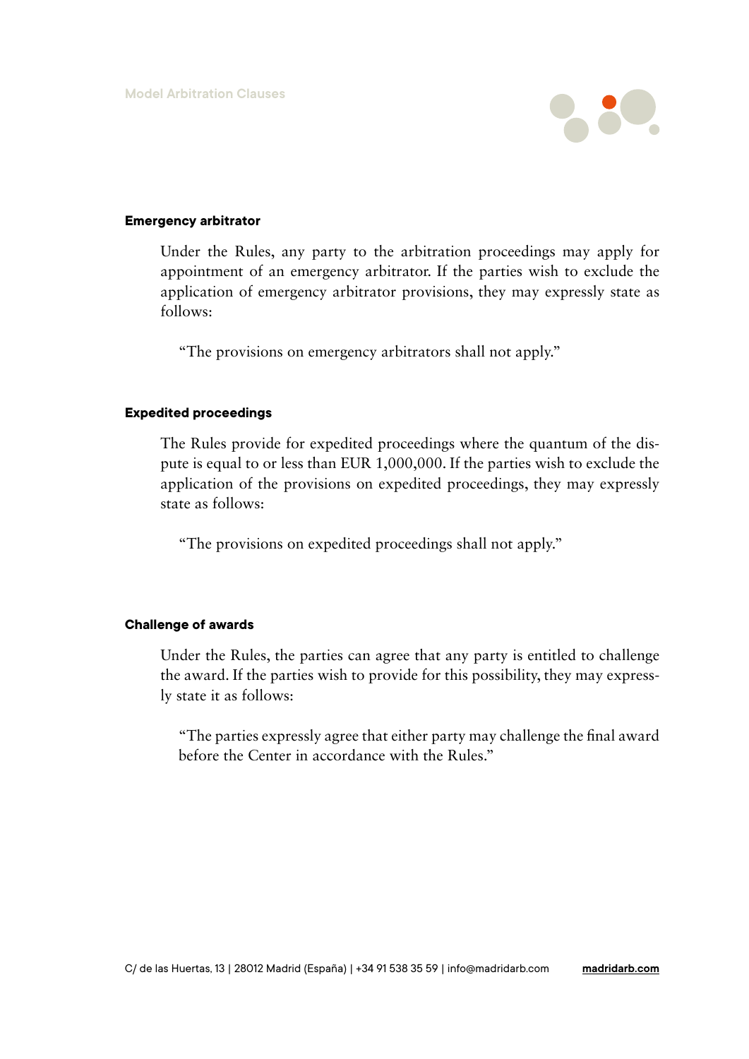### Emergency arbitrator

Under the Rules, any party to the arbitration proceedings may apply for appointment of an emergency arbitrator. If the parties wish to exclude the application of emergency arbitrator provisions, they may expressly state as follows:

> "The provisions on emergency arbitrators shall not apply."

### Expedited proceedings

The Rules provide for expedited proceedings where the quantum of the dispute is equal to or less than EUR 1,000,000. If the parties wish to exclude the application of the provisions on expedited proceedings, they may expressly state as follows:

> "The provisions on expedited proceedings shall not apply."

### Challenge of awards

Under the Rules, the parties can agree that any party is entitled to challenge the award. If the parties wish to provide for this possibility, they may expressly state it as follows:

> "The parties expressly agree that either party may challenge the final award before the Center in accordance with the Rules."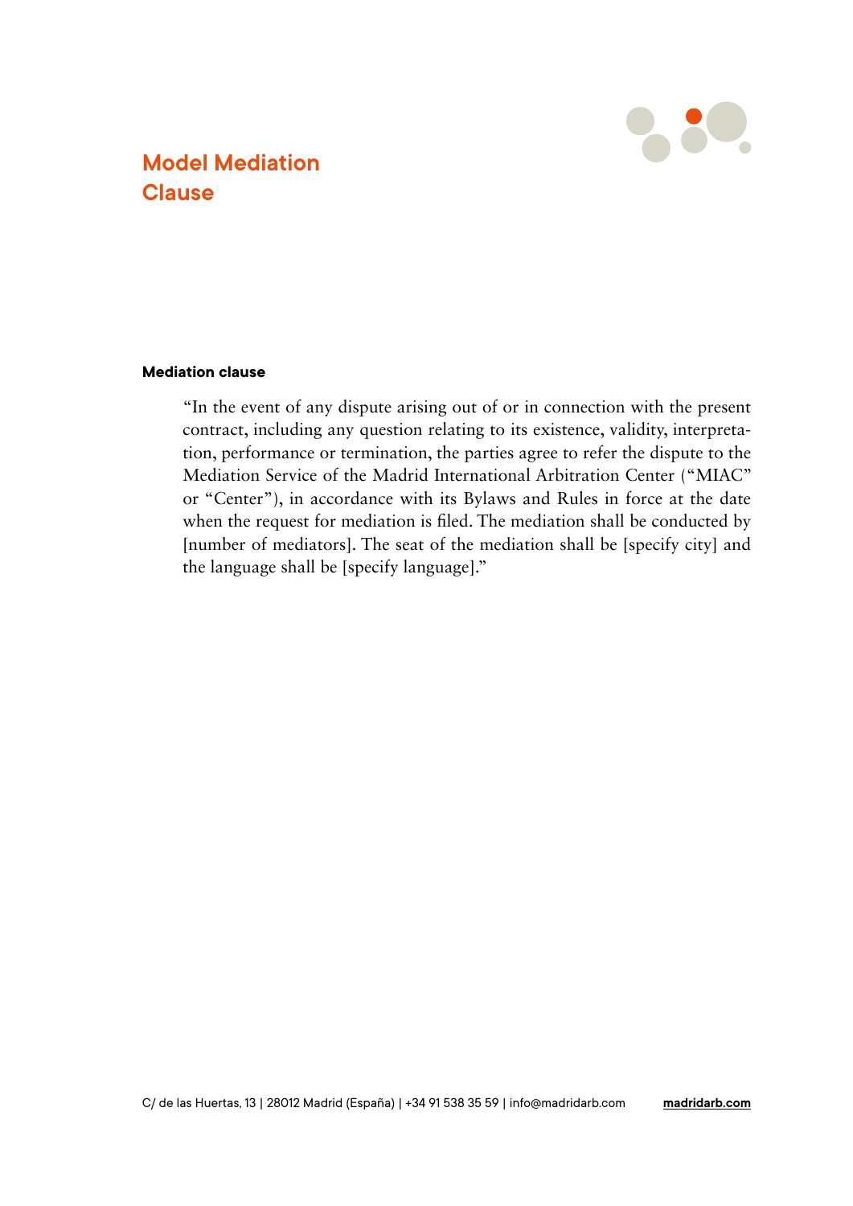# Model Mediation Clause

**Mediation clause**

> "In the event of any dispute arising out of or in connection with the present contract, including any question relating to its existence, validity, interpretation, performance or termination, the parties agree to refer the dispute to the Mediation Service of the Madrid International Arbitration Center ("MIAC" or "Center"), in accordance with its Bylaws and Rules in force at the date when the request for mediation is filed. The mediation shall be conducted by [number of mediators]. The seat of the mediation shall be [specify city] and the language shall be [specify language]."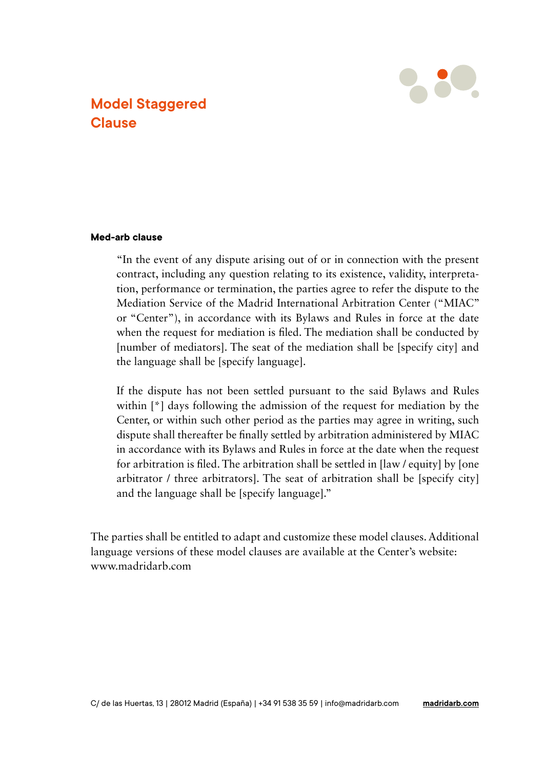# Model Staggered Clause

### Med-arb clause

> "In the event of any dispute arising out of or in connection with the present contract, including any question relating to its existence, validity, interpretation, performance or termination, the parties agree to refer the dispute to the Mediation Service of the Madrid International Arbitration Center ("MIAC" or "Center"), in accordance with its Bylaws and Rules in force at the date when the request for mediation is filed. The mediation shall be conducted by [number of mediators]. The seat of the mediation shall be [specify city] and the language shall be [specify language].
>
> If the dispute has not been settled pursuant to the said Bylaws and Rules within [*] days following the admission of the request for mediation by the Center, or within such other period as the parties may agree in writing, such dispute shall thereafter be finally settled by arbitration administered by MIAC in accordance with its Bylaws and Rules in force at the date when the request for arbitration is filed. The arbitration shall be settled in [law / equity] by [one arbitrator / three arbitrators]. The seat of arbitration shall be [specify city] and the language shall be [specify language]."

The parties shall be entitled to adapt and customize these model clauses. Additional language versions of these model clauses are available at the Center's website: www.madridarb.com